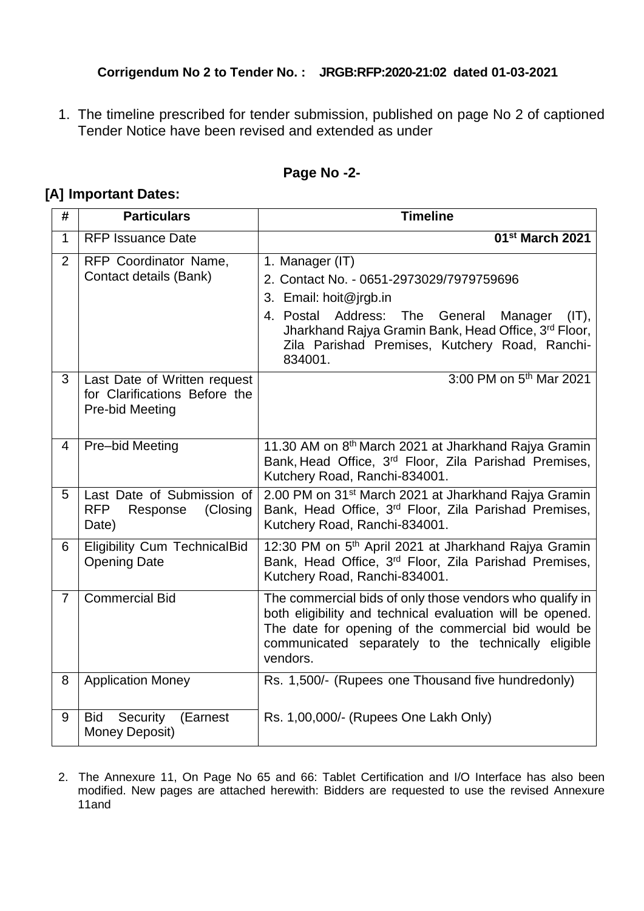**Corrigendum No 2 to Tender No. : JRGB:RFP:2020-21:02 dated 01-03-2021**

1. The timeline prescribed for tender submission, published on page No 2 of captioned Tender Notice have been revised and extended as under

**Page No -2-**

**[A] Important Dates:**

| # | Particulars | Timeline |
|---|---|---|
| 1 | RFP Issuance Date | 01st March 2021 |
| 2 | RFP Coordinator Name, Contact details (Bank) | 1. Manager (IT)<br>2. Contact No. - 0651-2973029/7979759696<br>3. Email: hoit@jrgb.in<br>4. Postal Address: The General Manager (IT), Jharkhand Rajya Gramin Bank, Head Office, 3rd Floor, Zila Parishad Premises, Kutchery Road, Ranchi-834001. |
| 3 | Last Date of Written request for Clarifications Before the Pre-bid Meeting | 3:00 PM on 5th Mar 2021 |
| 4 | Pre–bid Meeting | 11.30 AM on 8th March 2021 at Jharkhand Rajya Gramin Bank, Head Office, 3rd Floor, Zila Parishad Premises, Kutchery Road, Ranchi-834001. |
| 5 | Last Date of Submission of RFP Response (Closing Date) | 2.00 PM on 31st March 2021 at Jharkhand Rajya Gramin Bank, Head Office, 3rd Floor, Zila Parishad Premises, Kutchery Road, Ranchi-834001. |
| 6 | Eligibility Cum TechnicalBid Opening Date | 12:30 PM on 5th April 2021 at Jharkhand Rajya Gramin Bank, Head Office, 3rd Floor, Zila Parishad Premises, Kutchery Road, Ranchi-834001. |
| 7 | Commercial Bid | The commercial bids of only those vendors who qualify in both eligibility and technical evaluation will be opened. The date for opening of the commercial bid would be communicated separately to the technically eligible vendors. |
| 8 | Application Money | Rs. 1,500/- (Rupees one Thousand five hundredonly) |
| 9 | Bid Security (Earnest Money Deposit) | Rs. 1,00,000/- (Rupees One Lakh Only) |

2. The Annexure 11, On Page No 65 and 66: Tablet Certification and I/O Interface has also been modified. New pages are attached herewith: Bidders are requested to use the revised Annexure 11and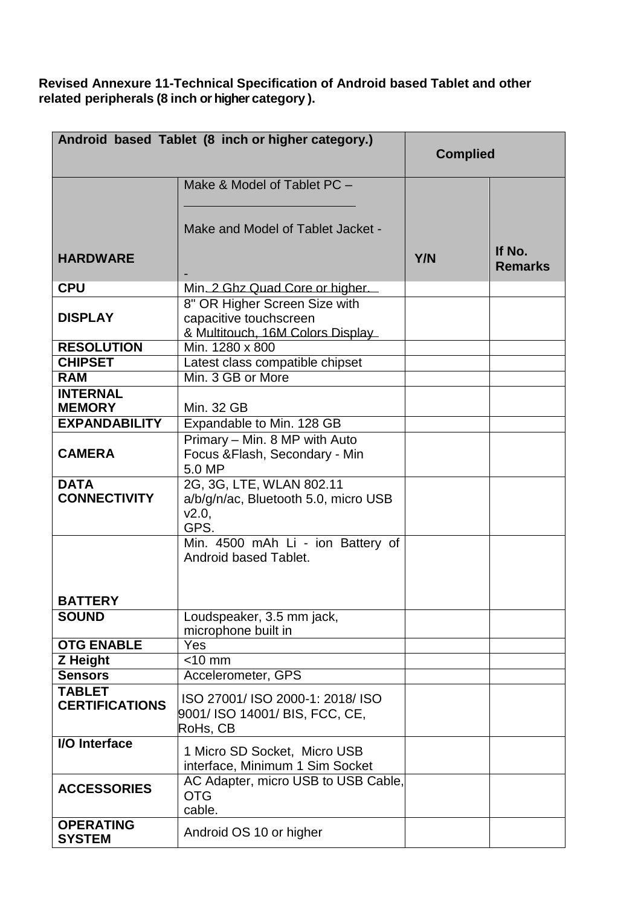**Revised Annexure 11-Technical Specification of Android based Tablet and other related peripherals (8 inch or higher category ).**

| Android based Tablet (8 inch or higher category.) | | Complied | |
|---|---|---|---|
| HARDWARE | Make & Model of Tablet PC – ______________________ Make and Model of Tablet Jacket - - | Y/N | If No. Remarks |
| CPU | Min. 2 Ghz Quad Core or higher. | | |
| DISPLAY | 8" OR Higher Screen Size with capacitive touchscreen & Multitouch, 16M Colors Display | | |
| RESOLUTION | Min. 1280 x 800 | | |
| CHIPSET | Latest class compatible chipset | | |
| RAM | Min. 3 GB or More | | |
| INTERNAL MEMORY | Min. 32 GB | | |
| EXPANDABILITY | Expandable to Min. 128 GB | | |
| CAMERA | Primary – Min. 8 MP with Auto Focus &Flash, Secondary - Min 5.0 MP | | |
| DATA CONNECTIVITY | 2G, 3G, LTE, WLAN 802.11 a/b/g/n/ac, Bluetooth 5.0, micro USB v2.0, GPS. | | |
| BATTERY | Min. 4500 mAh Li - ion Battery of Android based Tablet. | | |
| SOUND | Loudspeaker, 3.5 mm jack, microphone built in | | |
| OTG ENABLE | Yes | | |
| Z Height | <10 mm | | |
| Sensors | Accelerometer, GPS | | |
| TABLET CERTIFICATIONS | ISO 27001/ ISO 2000-1: 2018/ ISO 9001/ ISO 14001/ BIS, FCC, CE, RoHs, CB | | |
| I/O Interface | 1 Micro SD Socket, Micro USB interface, Minimum 1 Sim Socket | | |
| ACCESSORIES | AC Adapter, micro USB to USB Cable, OTG cable. | | |
| OPERATING SYSTEM | Android OS 10 or higher | | |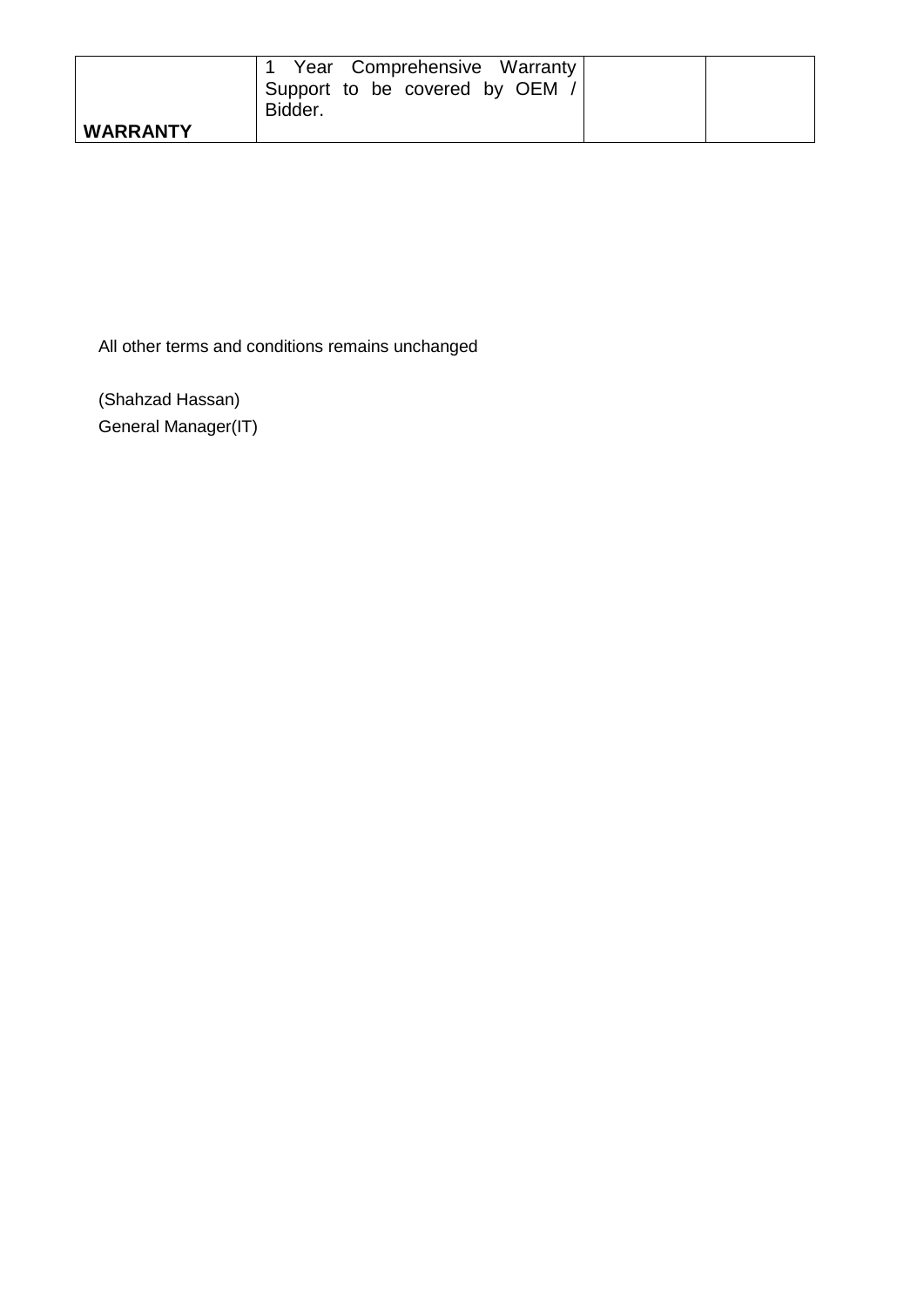| | | | |
|---|---|---|---|
| **WARRANTY** | 1 Year Comprehensive Warranty Support to be covered by OEM / Bidder. | | |

All other terms and conditions remains unchanged

(Shahzad Hassan)
General Manager(IT)